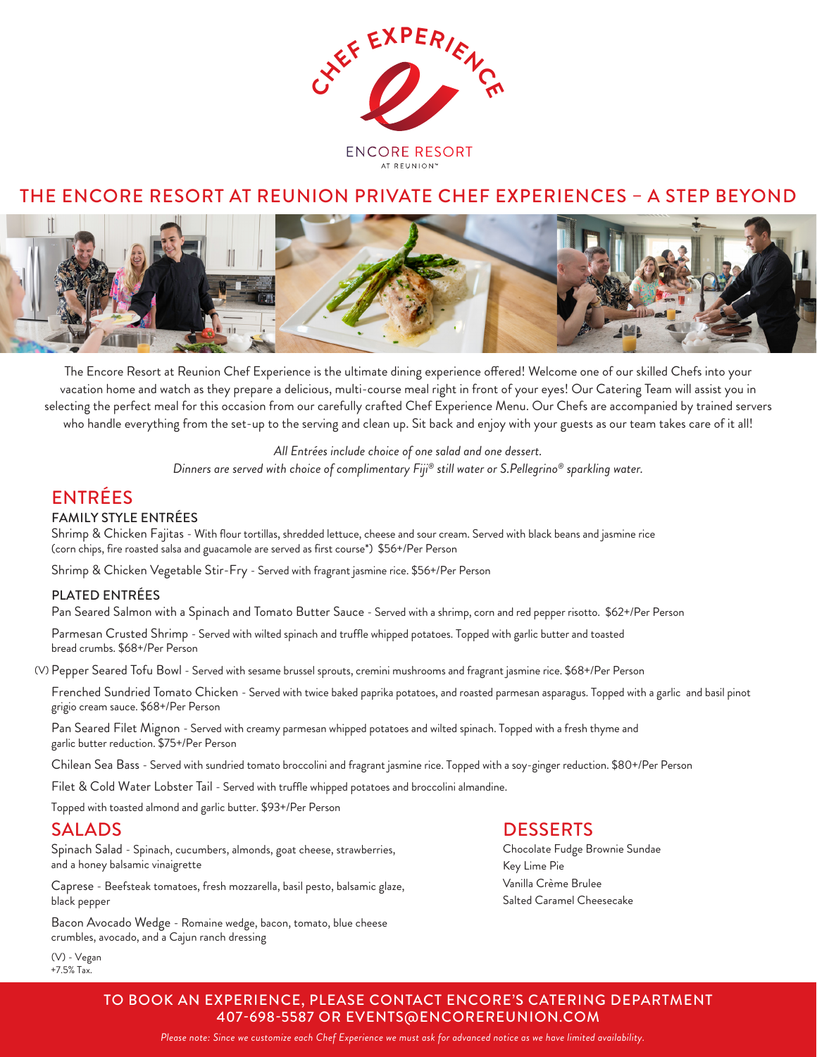CHEF EXPERIENCE

ENCORE RESORT
AT REUNION™

# THE ENCORE RESORT AT REUNION PRIVATE CHEF EXPERIENCES – A STEP BEYOND

The Encore Resort at Reunion Chef Experience is the ultimate dining experience offered! Welcome one of our skilled Chefs into your vacation home and watch as they prepare a delicious, multi-course meal right in front of your eyes! Our Catering Team will assist you in selecting the perfect meal for this occasion from our carefully crafted Chef Experience Menu. Our Chefs are accompanied by trained servers who handle everything from the set-up to the serving and clean up. Sit back and enjoy with your guests as our team takes care of it all!

*All Entrées include choice of one salad and one dessert.*
*Dinners are served with choice of complimentary Fiji® still water or S.Pellegrino® sparkling water.*

## ENTRÉES

### FAMILY STYLE ENTRÉES

Shrimp & Chicken Fajitas - With flour tortillas, shredded lettuce, cheese and sour cream. Served with black beans and jasmine rice (corn chips, fire roasted salsa and guacamole are served as first course*) $56+/Per Person

Shrimp & Chicken Vegetable Stir-Fry - Served with fragrant jasmine rice. $56+/Per Person

### PLATED ENTRÉES

Pan Seared Salmon with a Spinach and Tomato Butter Sauce - Served with a shrimp, corn and red pepper risotto. $62+/Per Person

Parmesan Crusted Shrimp - Served with wilted spinach and truffle whipped potatoes. Topped with garlic butter and toasted bread crumbs. $68+/Per Person

(V) Pepper Seared Tofu Bowl - Served with sesame brussel sprouts, cremini mushrooms and fragrant jasmine rice. $68+/Per Person

Frenched Sundried Tomato Chicken - Served with twice baked paprika potatoes, and roasted parmesan asparagus. Topped with a garlic and basil pinot grigio cream sauce. $68+/Per Person

Pan Seared Filet Mignon - Served with creamy parmesan whipped potatoes and wilted spinach. Topped with a fresh thyme and garlic butter reduction. $75+/Per Person

Chilean Sea Bass - Served with sundried tomato broccolini and fragrant jasmine rice. Topped with a soy-ginger reduction. $80+/Per Person

Filet & Cold Water Lobster Tail - Served with truffle whipped potatoes and broccolini almandine.

Topped with toasted almond and garlic butter. $93+/Per Person

## SALADS

Spinach Salad - Spinach, cucumbers, almonds, goat cheese, strawberries, and a honey balsamic vinaigrette

Caprese - Beefsteak tomatoes, fresh mozzarella, basil pesto, balsamic glaze, black pepper

Bacon Avocado Wedge - Romaine wedge, bacon, tomato, blue cheese crumbles, avocado, and a Cajun ranch dressing

(V) - Vegan
+7.5% Tax.

## DESSERTS

Chocolate Fudge Brownie Sundae
Key Lime Pie
Vanilla Crème Brulee
Salted Caramel Cheesecake

**TO BOOK AN EXPERIENCE, PLEASE CONTACT ENCORE'S CATERING DEPARTMENT 407-698-5587 OR EVENTS@ENCOREREUNION.COM**

*Please note: Since we customize each Chef Experience we must ask for advanced notice as we have limited availability.*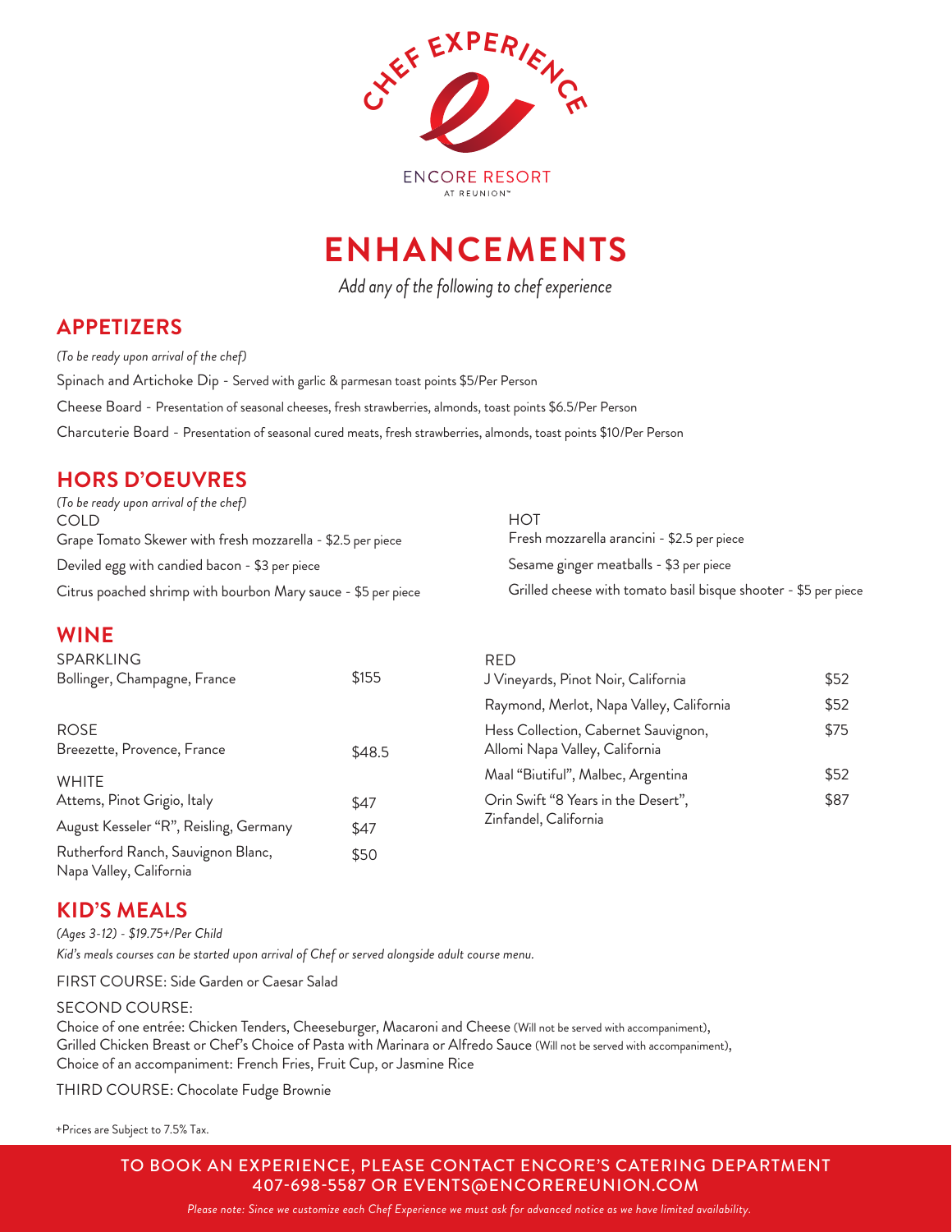CHEF EXPERIENCE

ENCORE RESORT
AT REUNION™

# ENHANCEMENTS

*Add any of the following to chef experience*

## APPETIZERS

*(To be ready upon arrival of the chef)*

Spinach and Artichoke Dip - Served with garlic & parmesan toast points $5/Per Person

Cheese Board - Presentation of seasonal cheeses, fresh strawberries, almonds, toast points $6.5/Per Person

Charcuterie Board - Presentation of seasonal cured meats, fresh strawberries, almonds, toast points $10/Per Person

## HORS D'OEUVRES

*(To be ready upon arrival of the chef)*

COLD

Grape Tomato Skewer with fresh mozzarella - $2.5 per piece

Deviled egg with candied bacon - $3 per piece

Citrus poached shrimp with bourbon Mary sauce - $5 per piece

HOT

Fresh mozzarella arancini - $2.5 per piece

Sesame ginger meatballs - $3 per piece

Grilled cheese with tomato basil bisque shooter - $5 per piece

## WINE

SPARKLING

| | |
|---|---|
| Bollinger, Champagne, France | $155 |

ROSE

| | |
|---|---|
| Breezette, Provence, France | $48.5 |

WHITE

| | |
|---|---|
| Attems, Pinot Grigio, Italy | $47 |
| August Kesseler "R", Reisling, Germany | $47 |
| Rutherford Ranch, Sauvignon Blanc, Napa Valley, California | $50 |

RED

| | |
|---|---|
| J Vineyards, Pinot Noir, California | $52 |
| Raymond, Merlot, Napa Valley, California | $52 |
| Hess Collection, Cabernet Sauvignon, Allomi Napa Valley, California | $75 |
| Maal "Biutiful", Malbec, Argentina | $52 |
| Orin Swift "8 Years in the Desert", Zinfandel, California | $87 |

## KID'S MEALS

*(Ages 3-12) - $19.75+/Per Child*

*Kid's meals courses can be started upon arrival of Chef or served alongside adult course menu.*

FIRST COURSE: Side Garden or Caesar Salad

SECOND COURSE:
Choice of one entrée: Chicken Tenders, Cheeseburger, Macaroni and Cheese (Will not be served with accompaniment), Grilled Chicken Breast or Chef's Choice of Pasta with Marinara or Alfredo Sauce (Will not be served with accompaniment),
Choice of an accompaniment: French Fries, Fruit Cup, or Jasmine Rice

THIRD COURSE: Chocolate Fudge Brownie

+Prices are Subject to 7.5% Tax.

TO BOOK AN EXPERIENCE, PLEASE CONTACT ENCORE'S CATERING DEPARTMENT
407-698-5587 OR EVENTS@ENCOREREUNION.COM

*Please note: Since we customize each Chef Experience we must ask for advanced notice as we have limited availability.*